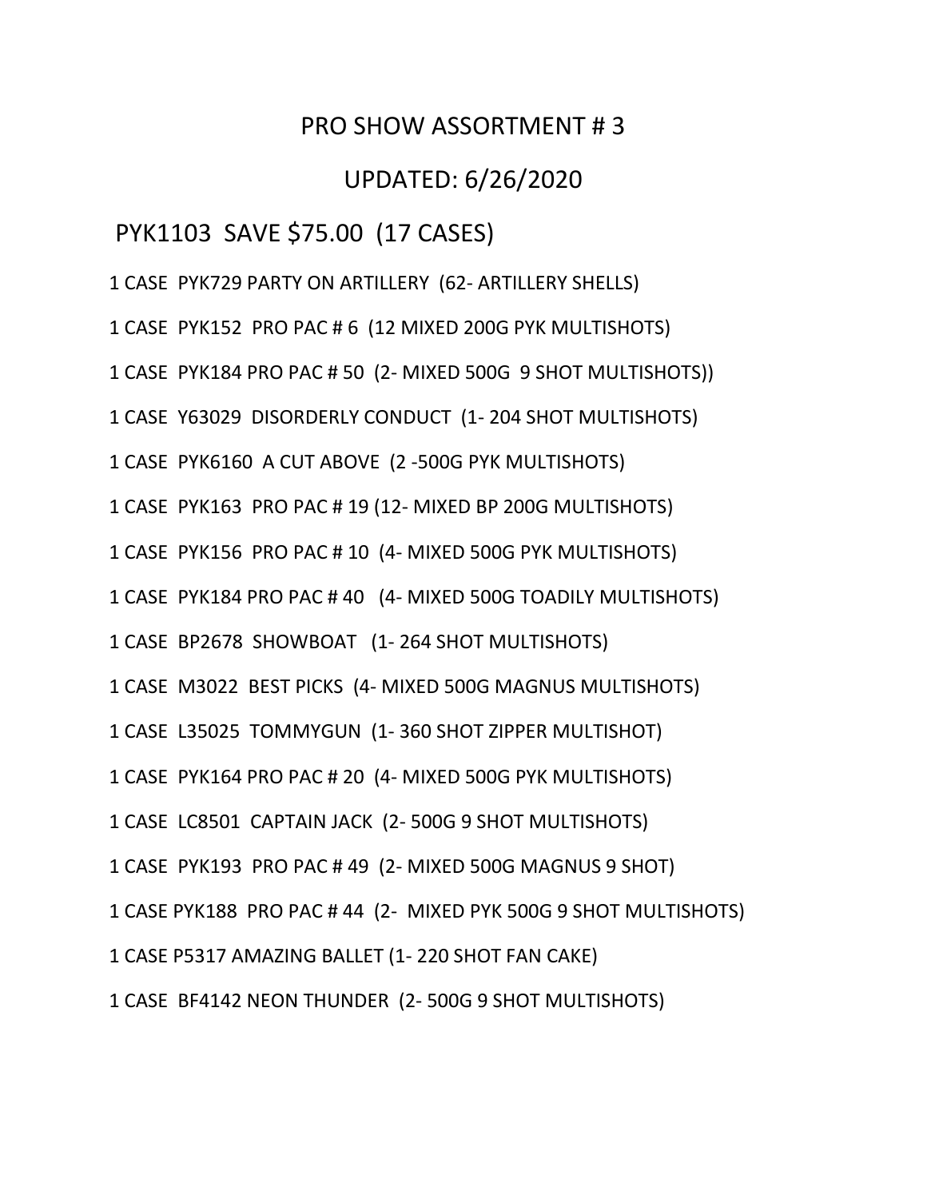# PRO SHOW ASSORTMENT # 3

## UPDATED: 6/26/2020

## PYK1103 SAVE $75.00 (17 CASES)

1 CASE PYK729 PARTY ON ARTILLERY (62- ARTILLERY SHELLS)

1 CASE PYK152 PRO PAC # 6 (12 MIXED 200G PYK MULTISHOTS)

1 CASE PYK184 PRO PAC # 50 (2- MIXED 500G 9 SHOT MULTISHOTS))

1 CASE Y63029 DISORDERLY CONDUCT (1- 204 SHOT MULTISHOTS)

1 CASE PYK6160 A CUT ABOVE (2 -500G PYK MULTISHOTS)

1 CASE PYK163 PRO PAC # 19 (12- MIXED BP 200G MULTISHOTS)

1 CASE PYK156 PRO PAC # 10 (4- MIXED 500G PYK MULTISHOTS)

1 CASE PYK184 PRO PAC # 40 (4- MIXED 500G TOADILY MULTISHOTS)

1 CASE BP2678 SHOWBOAT (1- 264 SHOT MULTISHOTS)

1 CASE M3022 BEST PICKS (4- MIXED 500G MAGNUS MULTISHOTS)

1 CASE L35025 TOMMYGUN (1- 360 SHOT ZIPPER MULTISHOT)

1 CASE PYK164 PRO PAC # 20 (4- MIXED 500G PYK MULTISHOTS)

1 CASE LC8501 CAPTAIN JACK (2- 500G 9 SHOT MULTISHOTS)

1 CASE PYK193 PRO PAC # 49 (2- MIXED 500G MAGNUS 9 SHOT)

1 CASE PYK188 PRO PAC # 44 (2- MIXED PYK 500G 9 SHOT MULTISHOTS)

1 CASE P5317 AMAZING BALLET (1- 220 SHOT FAN CAKE)

1 CASE BF4142 NEON THUNDER (2- 500G 9 SHOT MULTISHOTS)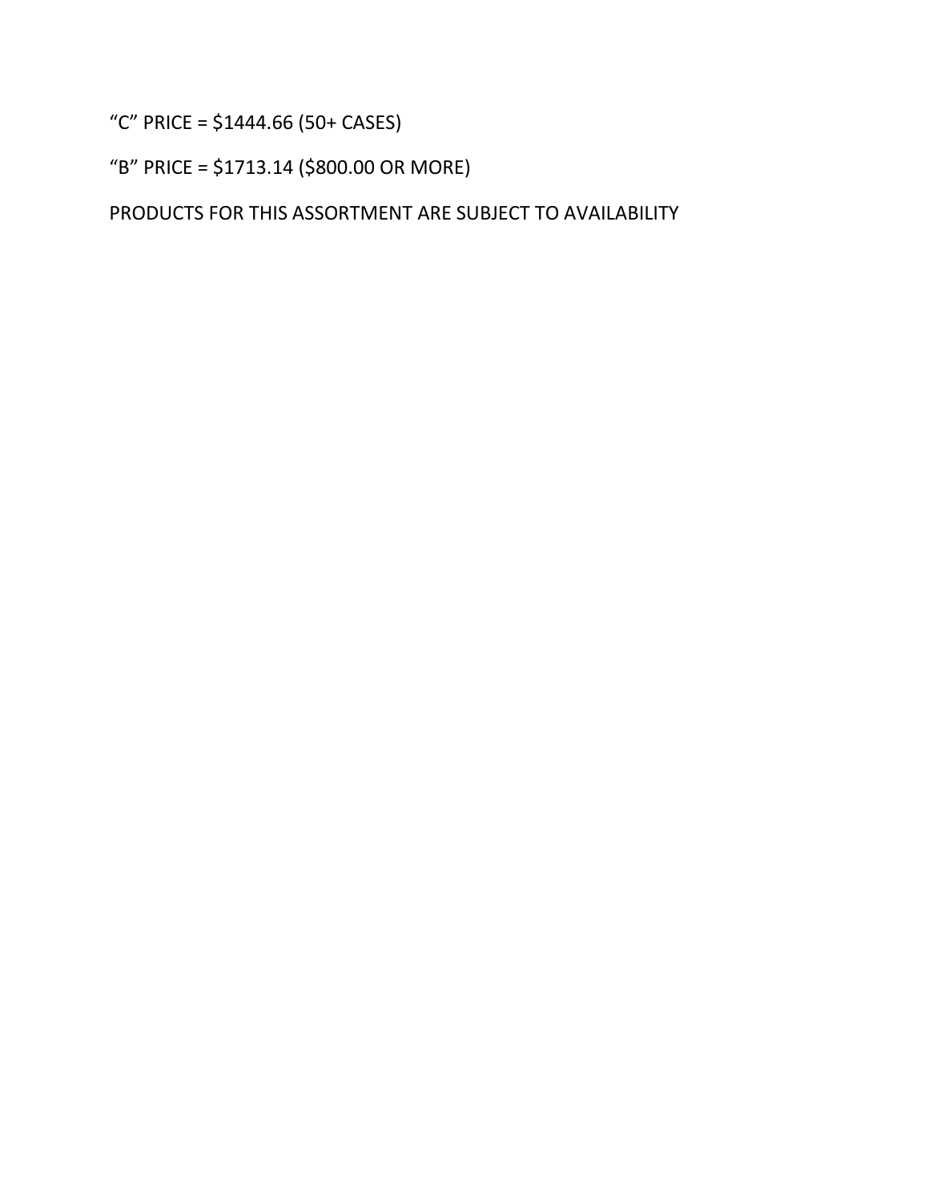“C” PRICE = $1444.66 (50+ CASES)

“B” PRICE = $1713.14 ($800.00 OR MORE)

PRODUCTS FOR THIS ASSORTMENT ARE SUBJECT TO AVAILABILITY